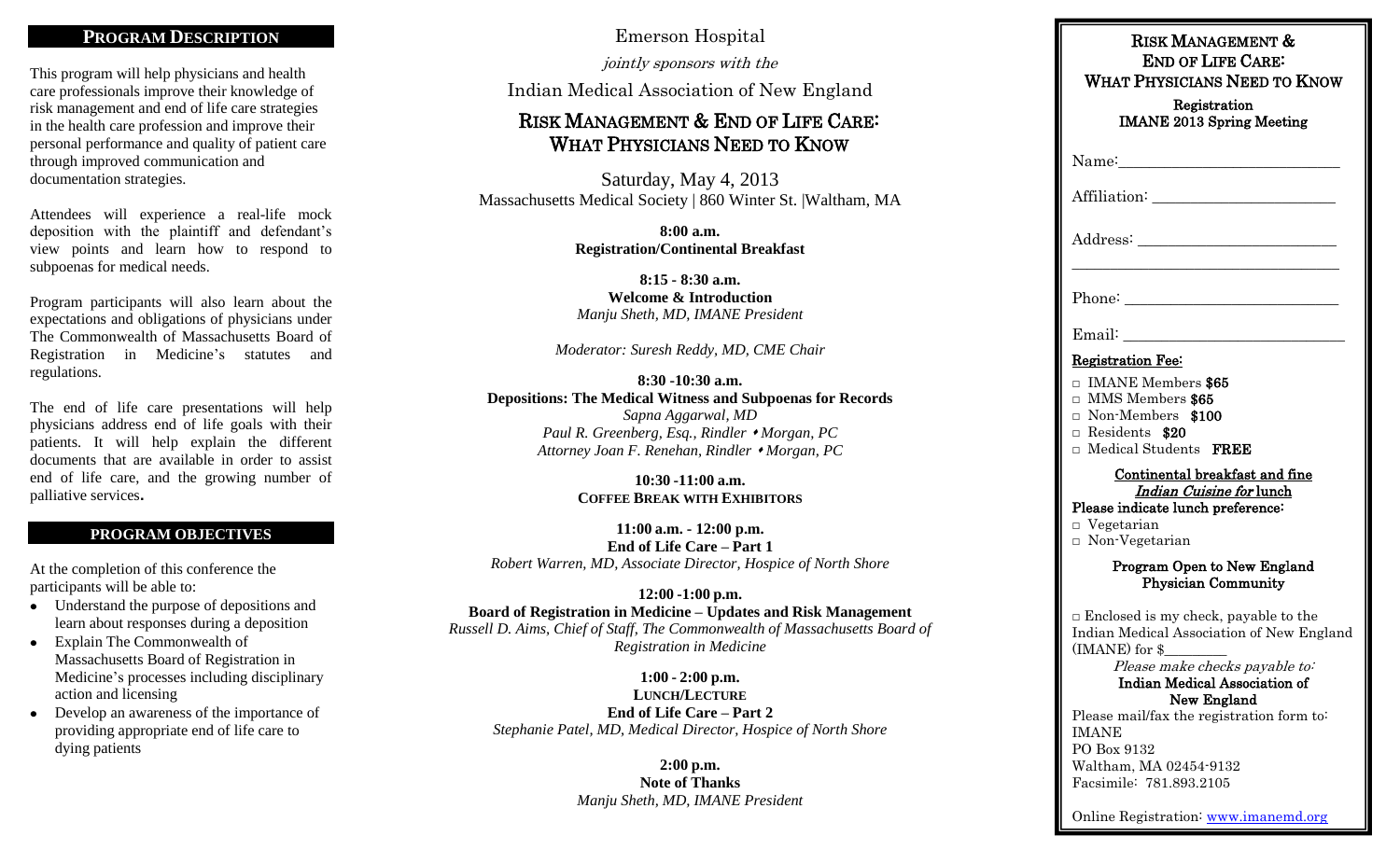## PROGRAM DESCRIPTION

This program will help physicians and health care professionals improve their knowledge of risk management and end of life care strategies in the health care profession and improve their personal performance and quality of patient care through improved communication and documentation strategies.

Attendees will experience a real-life mock deposition with the plaintiff and defendant's view points and learn how to respond to subpoenas for medical needs.

Program participants will also learn about the expectations and obligations of physicians under The Commonwealth of Massachusetts Board of Registration in Medicine's statutes and regulations.

The end of life care presentations will help physicians address end of life goals with their patients. It will help explain the different documents that are available in order to assist end of life care, and the growing number of palliative services**.**

## PROGRAM OBJECTIVES

At the completion of this conference the participants will be able to:

- Understand the purpose of depositions and learn about responses during a deposition
- Explain The Commonwealth of Massachusetts Board of Registration in Medicine's processes including disciplinary action and licensing
- Develop an awareness of the importance of providing appropriate end of life care to dying patients

Emerson Hospital

*jointly sponsors with the*

Indian Medical Association of New England

# RISK MANAGEMENT & END OF LIFE CARE: WHAT PHYSICIANS NEED TO KNOW

Saturday, May 4, 2013
Massachusetts Medical Society | 860 Winter St. |Waltham, MA

**8:00 a.m.**
**Registration/Continental Breakfast**

**8:15 - 8:30 a.m.**
**Welcome & Introduction**
*Manju Sheth, MD, IMANE President*

*Moderator: Suresh Reddy, MD, CME Chair*

**8:30 -10:30 a.m.**
**Depositions: The Medical Witness and Subpoenas for Records**
*Sapna Aggarwal, MD*
*Paul R. Greenberg, Esq., Rindler • Morgan, PC*
*Attorney Joan F. Renehan, Rindler • Morgan, PC*

**10:30 -11:00 a.m.**
**COFFEE BREAK WITH EXHIBITORS**

**11:00 a.m. - 12:00 p.m.**
**End of Life Care – Part 1**
*Robert Warren, MD, Associate Director, Hospice of North Shore*

**12:00 -1:00 p.m.**
**Board of Registration in Medicine – Updates and Risk Management**
*Russell D. Aims, Chief of Staff, The Commonwealth of Massachusetts Board of Registration in Medicine*

**1:00 - 2:00 p.m.**
**LUNCH/LECTURE**
**End of Life Care – Part 2**
*Stephanie Patel, MD, Medical Director, Hospice of North Shore*

**2:00 p.m.**
**Note of Thanks**
*Manju Sheth, MD, IMANE President*

## RISK MANAGEMENT & END OF LIFE CARE: WHAT PHYSICIANS NEED TO KNOW

Registration
IMANE 2013 Spring Meeting

Name:___________________________

Affiliation: _______________________

Address: ________________________
_________________________________

Phone: __________________________

Email: ___________________________

Registration Fee:

- □ IMANE Members **$65**
- □ MMS Members **$65**
- □ Non-Members **$100**
- □ Residents **$20**
- □ Medical Students **FREE**

Continental breakfast and fine *Indian Cuisine for* lunch

Please indicate lunch preference:

- □ Vegetarian
- □ Non-Vegetarian

Program Open to New England Physician Community

□ Enclosed is my check, payable to the Indian Medical Association of New England (IMANE) for $________

*Please make checks payable to:*
Indian Medical Association of New England

Please mail/fax the registration form to:
IMANE
PO Box 9132
Waltham, MA 02454-9132
Facsimile: 781.893.2105

Online Registration: www.imanemd.org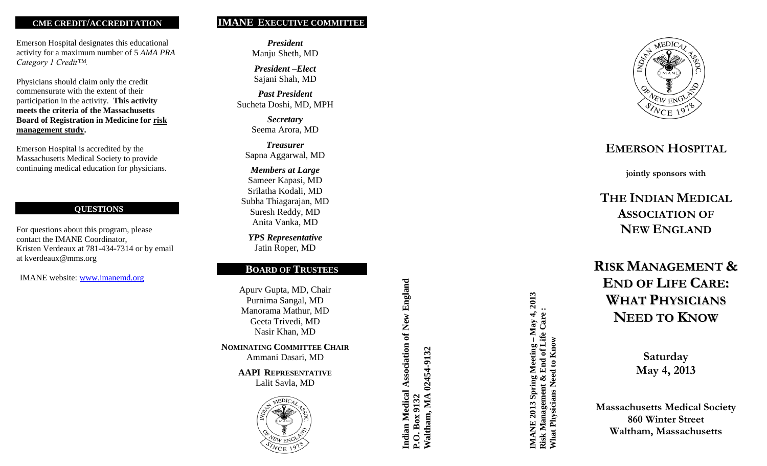## CME CREDIT/ACCREDITATION

Emerson Hospital designates this educational activity for a maximum number of 5 *AMA PRA Category 1 Credit™*.

Physicians should claim only the credit commensurate with the extent of their participation in the activity. **This activity meets the criteria of the Massachusetts Board of Registration in Medicine for risk management study.**

Emerson Hospital is accredited by the Massachusetts Medical Society to provide continuing medical education for physicians.

## QUESTIONS

For questions about this program, please contact the IMANE Coordinator, Kristen Verdeaux at 781-434-7314 or by email at kverdeaux@mms.org

IMANE website: www.imanemd.org

## IMANE EXECUTIVE COMMITTEE

***President***
Manju Sheth, MD

***President –Elect***
Sajani Shah, MD

***Past President***
Sucheta Doshi, MD, MPH

***Secretary***
Seema Arora, MD

***Treasurer***
Sapna Aggarwal, MD

***Members at Large***
Sameer Kapasi, MD
Srilatha Kodali, MD
Subha Thiagarajan, MD
Suresh Reddy, MD
Anita Vanka, MD

***YPS Representative***
Jatin Roper, MD

## BOARD OF TRUSTEES

Apurv Gupta, MD, Chair
Purnima Sangal, MD
Manorama Mathur, MD
Geeta Trivedi, MD
Nasir Khan, MD

**NOMINATING COMMITTEE CHAIR**
Ammani Dasari, MD

**AAPI REPRESENTATIVE**
Lalit Savla, MD

**Indian Medical Association of New England**
**P.O. Box 9132**
**Waltham, MA 02454-9132**

**IMANE 2013 Spring Meeting – May 4, 2013**
**Risk Management & End of Life Care :**
**What Physicians Need to Know**

## EMERSON HOSPITAL

**jointly sponsors with**

## THE INDIAN MEDICAL ASSOCIATION OF NEW ENGLAND

# RISK MANAGEMENT & END OF LIFE CARE: WHAT PHYSICIANS NEED TO KNOW

**Saturday**
**May 4, 2013**

**Massachusetts Medical Society**
**860 Winter Street**
**Waltham, Massachusetts**